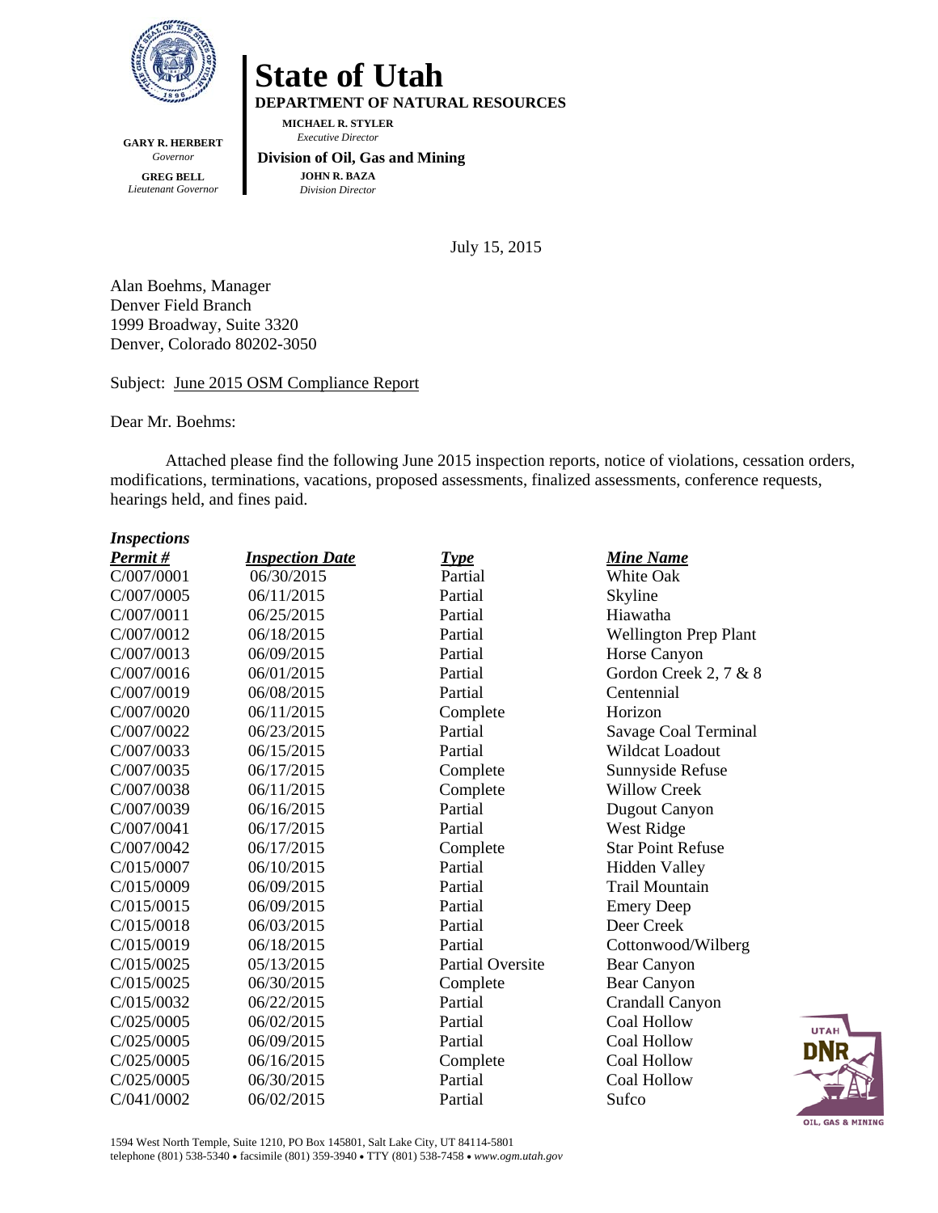# State of Utah

**DEPARTMENT OF NATURAL RESOURCES**

**MICHAEL R. STYLER**
*Executive Director*

**Division of Oil, Gas and Mining**

**JOHN R. BAZA**
*Division Director*

**GARY R. HERBERT**
*Governor*

**GREG BELL**
*Lieutenant Governor*

July 15, 2015

Alan Boehms, Manager
Denver Field Branch
1999 Broadway, Suite 3320
Denver, Colorado 80202-3050

Subject: June 2015 OSM Compliance Report

Dear Mr. Boehms:

Attached please find the following June 2015 inspection reports, notice of violations, cessation orders, modifications, terminations, vacations, proposed assessments, finalized assessments, conference requests, hearings held, and fines paid.

***Inspections***

| ***Permit #*** | ***Inspection Date*** | ***Type*** | ***Mine Name*** |
|---|---|---|---|
| C/007/0001 | 06/30/2015 | Partial | White Oak |
| C/007/0005 | 06/11/2015 | Partial | Skyline |
| C/007/0011 | 06/25/2015 | Partial | Hiawatha |
| C/007/0012 | 06/18/2015 | Partial | Wellington Prep Plant |
| C/007/0013 | 06/09/2015 | Partial | Horse Canyon |
| C/007/0016 | 06/01/2015 | Partial | Gordon Creek 2, 7 & 8 |
| C/007/0019 | 06/08/2015 | Partial | Centennial |
| C/007/0020 | 06/11/2015 | Complete | Horizon |
| C/007/0022 | 06/23/2015 | Partial | Savage Coal Terminal |
| C/007/0033 | 06/15/2015 | Partial | Wildcat Loadout |
| C/007/0035 | 06/17/2015 | Complete | Sunnyside Refuse |
| C/007/0038 | 06/11/2015 | Complete | Willow Creek |
| C/007/0039 | 06/16/2015 | Partial | Dugout Canyon |
| C/007/0041 | 06/17/2015 | Partial | West Ridge |
| C/007/0042 | 06/17/2015 | Complete | Star Point Refuse |
| C/015/0007 | 06/10/2015 | Partial | Hidden Valley |
| C/015/0009 | 06/09/2015 | Partial | Trail Mountain |
| C/015/0015 | 06/09/2015 | Partial | Emery Deep |
| C/015/0018 | 06/03/2015 | Partial | Deer Creek |
| C/015/0019 | 06/18/2015 | Partial | Cottonwood/Wilberg |
| C/015/0025 | 05/13/2015 | Partial Oversite | Bear Canyon |
| C/015/0025 | 06/30/2015 | Complete | Bear Canyon |
| C/015/0032 | 06/22/2015 | Partial | Crandall Canyon |
| C/025/0005 | 06/02/2015 | Partial | Coal Hollow |
| C/025/0005 | 06/09/2015 | Partial | Coal Hollow |
| C/025/0005 | 06/16/2015 | Complete | Coal Hollow |
| C/025/0005 | 06/30/2015 | Partial | Coal Hollow |
| C/041/0002 | 06/02/2015 | Partial | Sufco |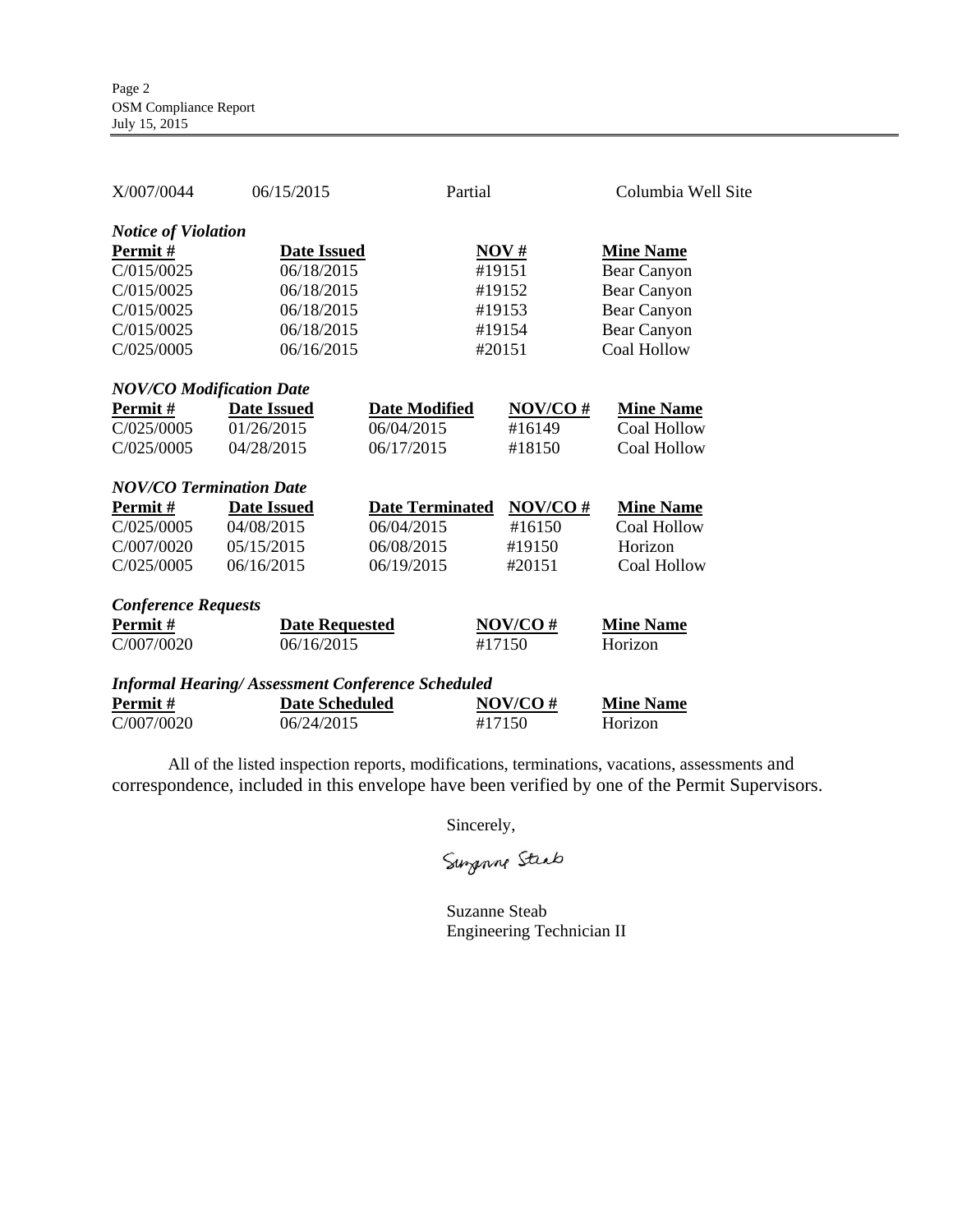| | | | |
|---|---|---|---|
| X/007/0044 | 06/15/2015 | Partial | Columbia Well Site |

***Notice of Violation***

| Permit # | Date Issued | NOV # | Mine Name |
|---|---|---|---|
| C/015/0025 | 06/18/2015 | #19151 | Bear Canyon |
| C/015/0025 | 06/18/2015 | #19152 | Bear Canyon |
| C/015/0025 | 06/18/2015 | #19153 | Bear Canyon |
| C/015/0025 | 06/18/2015 | #19154 | Bear Canyon |
| C/025/0005 | 06/16/2015 | #20151 | Coal Hollow |

***NOV/CO Modification Date***

| Permit # | Date Issued | Date Modified | NOV/CO # | Mine Name |
|---|---|---|---|---|
| C/025/0005 | 01/26/2015 | 06/04/2015 | #16149 | Coal Hollow |
| C/025/0005 | 04/28/2015 | 06/17/2015 | #18150 | Coal Hollow |

***NOV/CO Termination Date***

| Permit # | Date Issued | Date Terminated | NOV/CO # | Mine Name |
|---|---|---|---|---|
| C/025/0005 | 04/08/2015 | 06/04/2015 | #16150 | Coal Hollow |
| C/007/0020 | 05/15/2015 | 06/08/2015 | #19150 | Horizon |
| C/025/0005 | 06/16/2015 | 06/19/2015 | #20151 | Coal Hollow |

***Conference Requests***

| Permit # | Date Requested | NOV/CO # | Mine Name |
|---|---|---|---|
| C/007/0020 | 06/16/2015 | #17150 | Horizon |

***Informal Hearing/ Assessment Conference Scheduled***

| Permit # | Date Scheduled | NOV/CO # | Mine Name |
|---|---|---|---|
| C/007/0020 | 06/24/2015 | #17150 | Horizon |

All of the listed inspection reports, modifications, terminations, vacations, assessments and correspondence, included in this envelope have been verified by one of the Permit Supervisors.

Sincerely,

Suzanne Steab

Suzanne Steab
Engineering Technician II